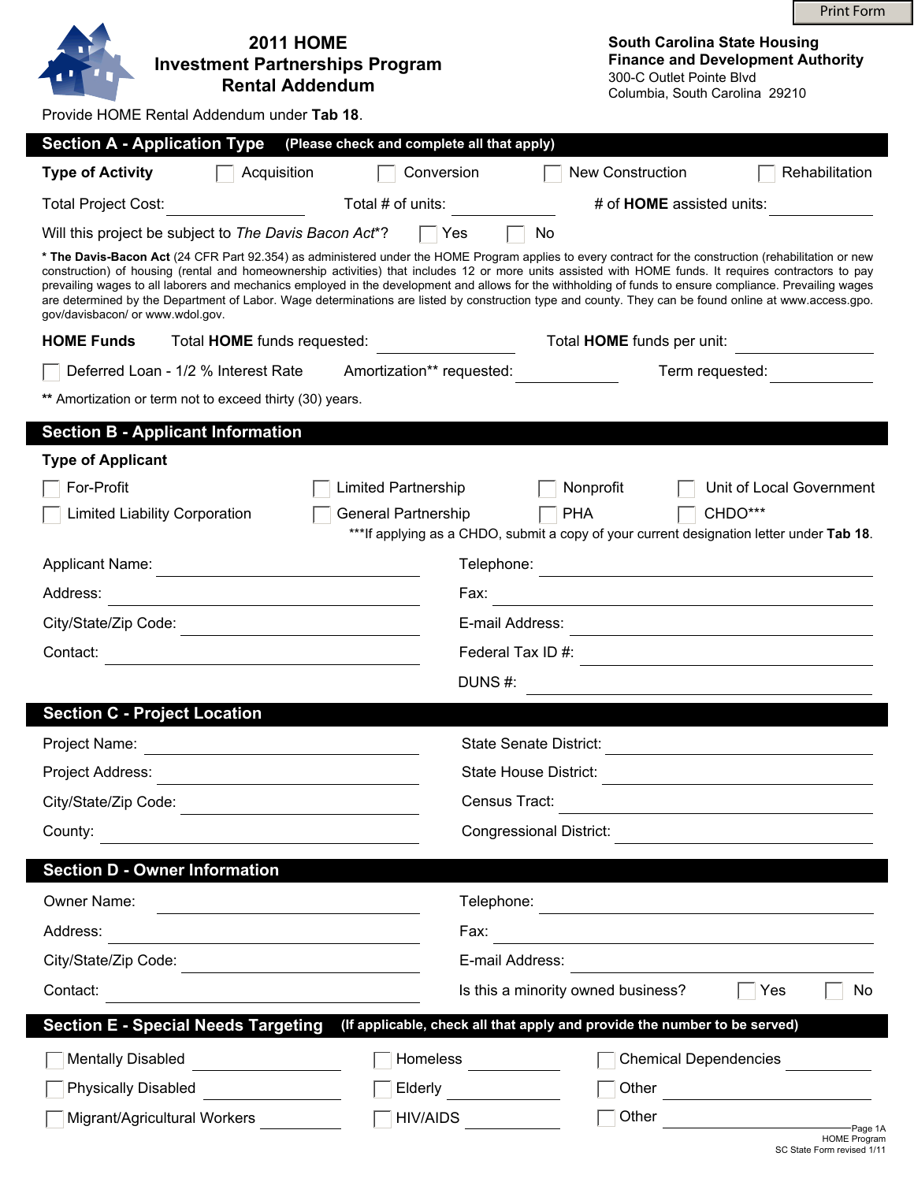# 2011 HOME Investment Partnerships Program Rental Addendum

**South Carolina State Housing Finance and Development Authority**
300-C Outlet Pointe Blvd
Columbia, South Carolina 29210

Provide HOME Rental Addendum under **Tab 18**.

## Section A - Application Type (Please check and complete all that apply)

**Type of Activity** ☐ Acquisition ☐ Conversion ☐ New Construction ☐ Rehabilitation

Total Project Cost: ________ Total # of units: ________ # of **HOME** assisted units: ________

Will this project be subject to *The Davis Bacon Act**? ☐ Yes ☐ No

\* **The Davis-Bacon Act** (24 CFR Part 92.354) as administered under the HOME Program applies to every contract for the construction (rehabilitation or new construction) of housing (rental and homeownership activities) that includes 12 or more units assisted with HOME funds. It requires contractors to pay prevailing wages to all laborers and mechanics employed in the development and allows for the withholding of funds to ensure compliance. Prevailing wages are determined by the Department of Labor. Wage determinations are listed by construction type and county. They can be found online at www.access.gpo.gov/davisbacon/ or www.wdol.gov.

**HOME Funds** Total **HOME** funds requested: ________ Total **HOME** funds per unit: ________

☐ Deferred Loan - 1/2 % Interest Rate Amortization** requested: ________ Term requested: ________

** Amortization or term not to exceed thirty (30) years.

## Section B - Applicant Information

**Type of Applicant**

☐ For-Profit ☐ Limited Partnership ☐ Nonprofit ☐ Unit of Local Government

☐ Limited Liability Corporation ☐ General Partnership ☐ PHA ☐ CHDO***

***If applying as a CHDO, submit a copy of your current designation letter under **Tab 18**.

Applicant Name: ________ Telephone: ________

Address: ________ Fax: ________

City/State/Zip Code: ________ E-mail Address: ________

Contact: ________ Federal Tax ID #: ________

DUNS #: ________

## Section C - Project Location

Project Name: ________ State Senate District: ________

Project Address: ________ State House District: ________

City/State/Zip Code: ________ Census Tract: ________

County: ________ Congressional District: ________

## Section D - Owner Information

Owner Name: ________ Telephone: ________

Address: ________ Fax: ________

City/State/Zip Code: ________ E-mail Address: ________

Contact: ________ Is this a minority owned business? ☐ Yes ☐ No

## Section E - Special Needs Targeting (If applicable, check all that apply and provide the number to be served)

☐ Mentally Disabled ________ ☐ Homeless ________ ☐ Chemical Dependencies ________

☐ Physically Disabled ________ ☐ Elderly ________ ☐ Other ________

☐ Migrant/Agricultural Workers ________ ☐ HIV/AIDS ________ ☐ Other ________

Page 1A
HOME Program
SC State Form revised 1/11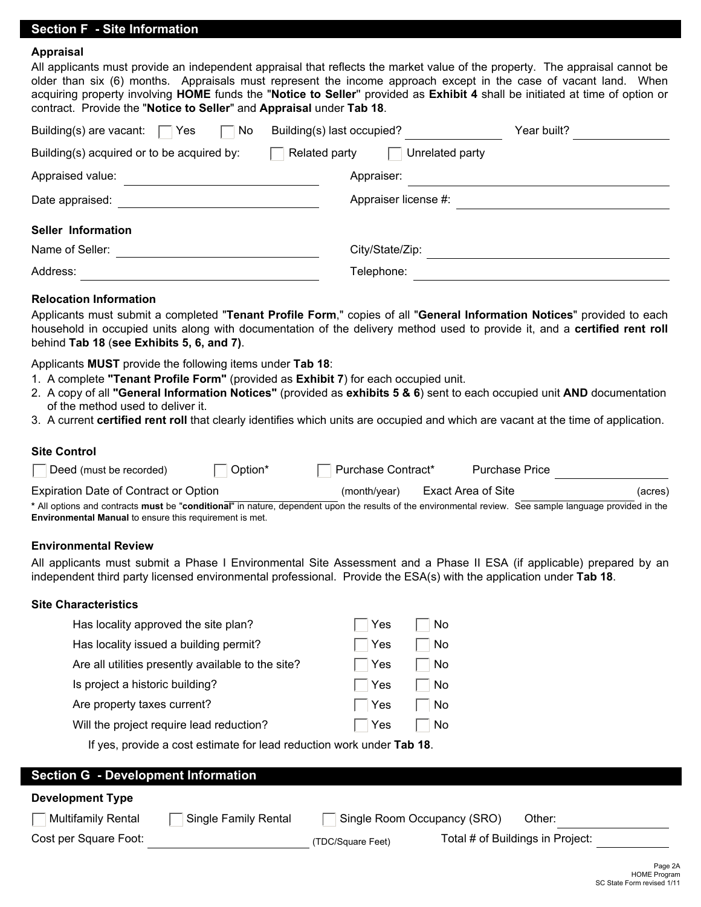## Section F - Site Information

### Appraisal

All applicants must provide an independent appraisal that reflects the market value of the property. The appraisal cannot be older than six (6) months. Appraisals must represent the income approach except in the case of vacant land. When acquiring property involving **HOME** funds the "**Notice to Seller**" provided as **Exhibit 4** shall be initiated at time of option or contract. Provide the "**Notice to Seller**" and **Appraisal** under **Tab 18**.

Building(s) are vacant: ☐ Yes ☐ No Building(s) last occupied? \_\_\_\_\_\_\_\_\_\_ Year built? \_\_\_\_\_\_\_\_\_\_

Building(s) acquired or to be acquired by: ☐ Related party ☐ Unrelated party

Appraised value: \_\_\_\_\_\_\_\_\_\_\_\_\_\_\_\_\_\_\_\_ Appraiser: \_\_\_\_\_\_\_\_\_\_\_\_\_\_\_\_\_\_\_\_

Date appraised: \_\_\_\_\_\_\_\_\_\_\_\_\_\_\_\_\_\_\_\_ Appraiser license #: \_\_\_\_\_\_\_\_\_\_\_\_\_\_\_\_\_\_\_\_

### Seller Information

Name of Seller: \_\_\_\_\_\_\_\_\_\_\_\_\_\_\_\_\_\_\_\_ City/State/Zip: \_\_\_\_\_\_\_\_\_\_\_\_\_\_\_\_\_\_\_\_

Address: \_\_\_\_\_\_\_\_\_\_\_\_\_\_\_\_\_\_\_\_ Telephone: \_\_\_\_\_\_\_\_\_\_\_\_\_\_\_\_\_\_\_\_

### Relocation Information

Applicants must submit a completed "**Tenant Profile Form**," copies of all "**General Information Notices**" provided to each household in occupied units along with documentation of the delivery method used to provide it, and a **certified rent roll** behind **Tab 18** (**see Exhibits 5, 6, and 7)**.

Applicants **MUST** provide the following items under **Tab 18**:

1. A complete **"Tenant Profile Form"** (provided as **Exhibit 7**) for each occupied unit.
2. A copy of all **"General Information Notices"** (provided as **exhibits 5 & 6**) sent to each occupied unit **AND** documentation of the method used to deliver it.
3. A current **certified rent roll** that clearly identifies which units are occupied and which are vacant at the time of application.

### Site Control

☐ Deed (must be recorded) ☐ Option* ☐ Purchase Contract* Purchase Price \_\_\_\_\_\_\_\_\_\_

Expiration Date of Contract or Option \_\_\_\_\_\_\_\_\_\_ (month/year) Exact Area of Site \_\_\_\_\_\_\_\_\_\_ (acres)

* All options and contracts **must** be "**conditional**" in nature, dependent upon the results of the environmental review. See sample language provided in the **Environmental Manual** to ensure this requirement is met.

### Environmental Review

All applicants must submit a Phase I Environmental Site Assessment and a Phase II ESA (if applicable) prepared by an independent third party licensed environmental professional. Provide the ESA(s) with the application under **Tab 18**.

### Site Characteristics

| | | |
|---|---|---|
| Has locality approved the site plan? | ☐ Yes | ☐ No |
| Has locality issued a building permit? | ☐ Yes | ☐ No |
| Are all utilities presently available to the site? | ☐ Yes | ☐ No |
| Is project a historic building? | ☐ Yes | ☐ No |
| Are property taxes current? | ☐ Yes | ☐ No |
| Will the project require lead reduction? | ☐ Yes | ☐ No |

If yes, provide a cost estimate for lead reduction work under **Tab 18**.

## Section G - Development Information

### Development Type

☐ Multifamily Rental ☐ Single Family Rental ☐ Single Room Occupancy (SRO) Other: \_\_\_\_\_\_\_\_\_\_

Cost per Square Foot: \_\_\_\_\_\_\_\_\_\_ (TDC/Square Feet) Total # of Buildings in Project: \_\_\_\_\_\_\_\_\_\_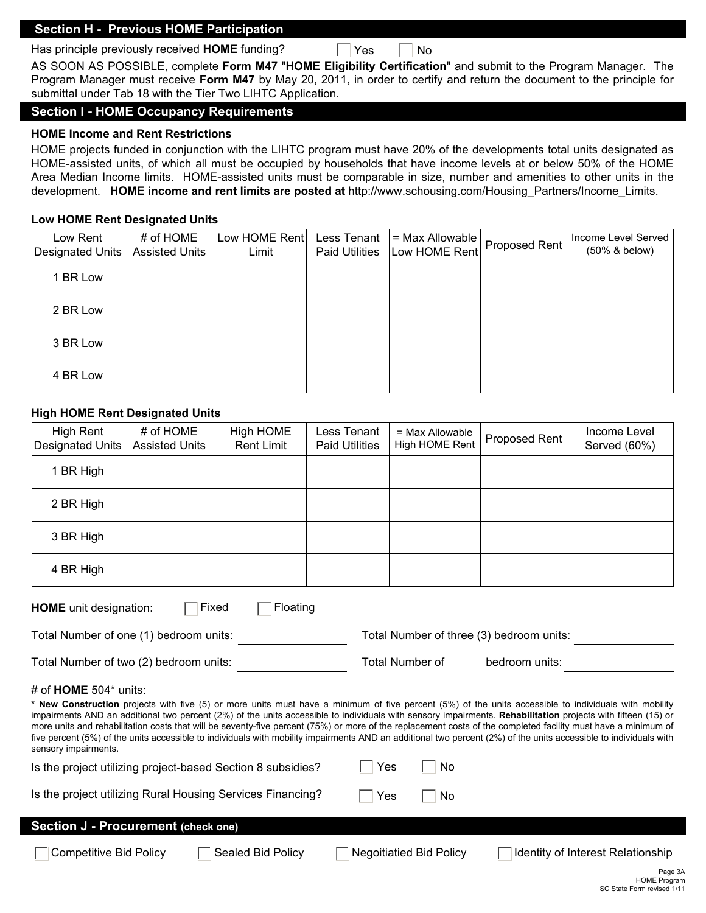## Section H - Previous HOME Participation

Has principle previously received **HOME** funding? ☐ Yes ☐ No

AS SOON AS POSSIBLE, complete **Form M47** "**HOME Eligibility Certification**" and submit to the Program Manager. The Program Manager must receive **Form M47** by May 20, 2011, in order to certify and return the document to the principle for submittal under Tab 18 with the Tier Two LIHTC Application.

## Section I - HOME Occupancy Requirements

### HOME Income and Rent Restrictions

HOME projects funded in conjunction with the LIHTC program must have 20% of the developments total units designated as HOME-assisted units, of which all must be occupied by households that have income levels at or below 50% of the HOME Area Median Income limits. HOME-assisted units must be comparable in size, number and amenities to other units in the development. **HOME income and rent limits are posted at** http://www.schousing.com/Housing_Partners/Income_Limits.

### Low HOME Rent Designated Units

| Low Rent Designated Units | # of HOME Assisted Units | Low HOME Rent Limit | Less Tenant Paid Utilities | = Max Allowable Low HOME Rent | Proposed Rent | Income Level Served (50% & below) |
|---|---|---|---|---|---|---|
| 1 BR Low | | | | | | |
| 2 BR Low | | | | | | |
| 3 BR Low | | | | | | |
| 4 BR Low | | | | | | |

### High HOME Rent Designated Units

| High Rent Designated Units | # of HOME Assisted Units | High HOME Rent Limit | Less Tenant Paid Utilities | = Max Allowable High HOME Rent | Proposed Rent | Income Level Served (60%) |
|---|---|---|---|---|---|---|
| 1 BR High | | | | | | |
| 2 BR High | | | | | | |
| 3 BR High | | | | | | |
| 4 BR High | | | | | | |

**HOME** unit designation: ☐ Fixed ☐ Floating

Total Number of one (1) bedroom units: ______________ Total Number of three (3) bedroom units: ______________

Total Number of two (2) bedroom units: ______________ Total Number of ______ bedroom units: ______________

# of **HOME** 504* units: ______________

**\* New Construction** projects with five (5) or more units must have a minimum of five percent (5%) of the units accessible to individuals with mobility impairments AND an additional two percent (2%) of the units accessible to individuals with sensory impairments. **Rehabilitation** projects with fifteen (15) or more units and rehabilitation costs that will be seventy-five percent (75%) or more of the replacement costs of the completed facility must have a minimum of five percent (5%) of the units accessible to individuals with mobility impairments AND an additional two percent (2%) of the units accessible to individuals with sensory impairments.

Is the project utilizing project-based Section 8 subsidies? ☐ Yes ☐ No

Is the project utilizing Rural Housing Services Financing? ☐ Yes ☐ No

## Section J - Procurement (check one)

☐ Competitive Bid Policy ☐ Sealed Bid Policy ☐ Negoitiatied Bid Policy ☐ Identity of Interest Relationship

HOME Program
SC State Form revised 1/11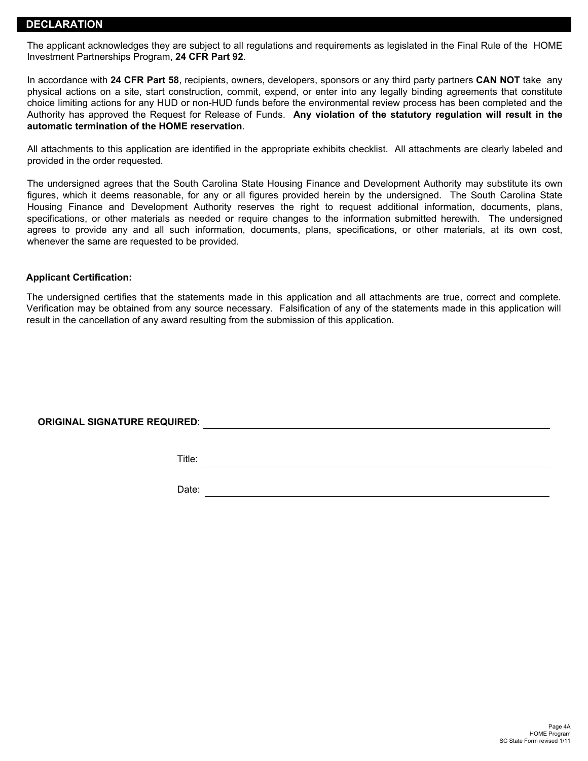## DECLARATION

The applicant acknowledges they are subject to all regulations and requirements as legislated in the Final Rule of the HOME Investment Partnerships Program, **24 CFR Part 92**.

In accordance with **24 CFR Part 58**, recipients, owners, developers, sponsors or any third party partners **CAN NOT** take any physical actions on a site, start construction, commit, expend, or enter into any legally binding agreements that constitute choice limiting actions for any HUD or non-HUD funds before the environmental review process has been completed and the Authority has approved the Request for Release of Funds. **Any violation of the statutory regulation will result in the automatic termination of the HOME reservation**.

All attachments to this application are identified in the appropriate exhibits checklist. All attachments are clearly labeled and provided in the order requested.

The undersigned agrees that the South Carolina State Housing Finance and Development Authority may substitute its own figures, which it deems reasonable, for any or all figures provided herein by the undersigned. The South Carolina State Housing Finance and Development Authority reserves the right to request additional information, documents, plans, specifications, or other materials as needed or require changes to the information submitted herewith. The undersigned agrees to provide any and all such information, documents, plans, specifications, or other materials, at its own cost, whenever the same are requested to be provided.

**Applicant Certification:**

The undersigned certifies that the statements made in this application and all attachments are true, correct and complete. Verification may be obtained from any source necessary. Falsification of any of the statements made in this application will result in the cancellation of any award resulting from the submission of this application.

**ORIGINAL SIGNATURE REQUIRED**: ______________________________

Title: ______________________________

Date: ______________________________

Page 4A
HOME Program
SC State Form revised 1/11